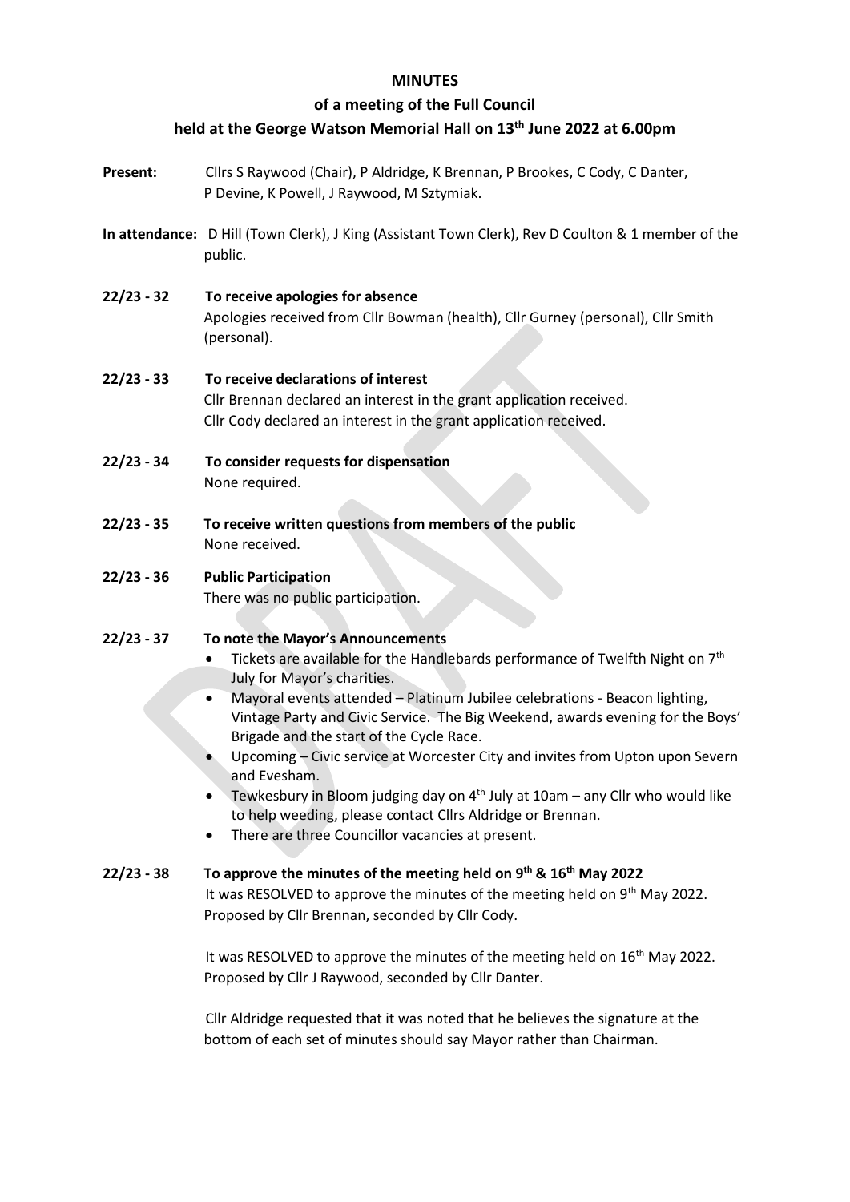**MINUTES**

**of a meeting of the Full Council**

**held at the George Watson Memorial Hall on 13th June 2022 at 6.00pm**

**Present:** Cllrs S Raywood (Chair), P Aldridge, K Brennan, P Brookes, C Cody, C Danter, P Devine, K Powell, J Raywood, M Sztymiak.

**In attendance:** D Hill (Town Clerk), J King (Assistant Town Clerk), Rev D Coulton & 1 member of the public.

**22/23 - 32 To receive apologies for absence**

Apologies received from Cllr Bowman (health), Cllr Gurney (personal), Cllr Smith (personal).

**22/23 - 33 To receive declarations of interest**

Cllr Brennan declared an interest in the grant application received.
Cllr Cody declared an interest in the grant application received.

**22/23 - 34 To consider requests for dispensation**

None required.

**22/23 - 35 To receive written questions from members of the public**

None received.

**22/23 - 36 Public Participation**

There was no public participation.

**22/23 - 37 To note the Mayor's Announcements**

- Tickets are available for the Handlebards performance of Twelfth Night on 7th July for Mayor's charities.
- Mayoral events attended – Platinum Jubilee celebrations - Beacon lighting, Vintage Party and Civic Service. The Big Weekend, awards evening for the Boys' Brigade and the start of the Cycle Race.
- Upcoming – Civic service at Worcester City and invites from Upton upon Severn and Evesham.
- Tewkesbury in Bloom judging day on 4th July at 10am – any Cllr who would like to help weeding, please contact Cllrs Aldridge or Brennan.
- There are three Councillor vacancies at present.

**22/23 - 38 To approve the minutes of the meeting held on 9th & 16th May 2022**

It was RESOLVED to approve the minutes of the meeting held on 9th May 2022. Proposed by Cllr Brennan, seconded by Cllr Cody.

It was RESOLVED to approve the minutes of the meeting held on 16th May 2022. Proposed by Cllr J Raywood, seconded by Cllr Danter.

Cllr Aldridge requested that it was noted that he believes the signature at the bottom of each set of minutes should say Mayor rather than Chairman.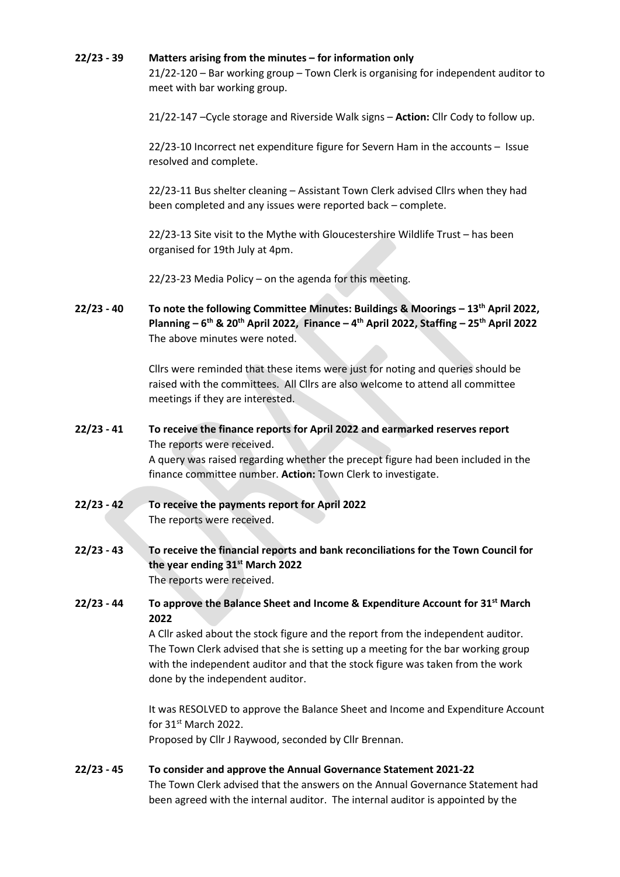**22/23 - 39 Matters arising from the minutes – for information only**

21/22-120 – Bar working group – Town Clerk is organising for independent auditor to meet with bar working group.

21/22-147 –Cycle storage and Riverside Walk signs – **Action:** Cllr Cody to follow up.

22/23-10 Incorrect net expenditure figure for Severn Ham in the accounts – Issue resolved and complete.

22/23-11 Bus shelter cleaning – Assistant Town Clerk advised Cllrs when they had been completed and any issues were reported back – complete.

22/23-13 Site visit to the Mythe with Gloucestershire Wildlife Trust – has been organised for 19th July at 4pm.

22/23-23 Media Policy – on the agenda for this meeting.

**22/23 - 40 To note the following Committee Minutes: Buildings & Moorings – 13th April 2022, Planning – 6th & 20th April 2022, Finance – 4th April 2022, Staffing – 25th April 2022**

The above minutes were noted.

Cllrs were reminded that these items were just for noting and queries should be raised with the committees. All Cllrs are also welcome to attend all committee meetings if they are interested.

**22/23 - 41 To receive the finance reports for April 2022 and earmarked reserves report**

The reports were received.

A query was raised regarding whether the precept figure had been included in the finance committee number. **Action:** Town Clerk to investigate.

**22/23 - 42 To receive the payments report for April 2022**

The reports were received.

**22/23 - 43 To receive the financial reports and bank reconciliations for the Town Council for the year ending 31st March 2022**

The reports were received.

**22/23 - 44 To approve the Balance Sheet and Income & Expenditure Account for 31st March 2022**

A Cllr asked about the stock figure and the report from the independent auditor. The Town Clerk advised that she is setting up a meeting for the bar working group with the independent auditor and that the stock figure was taken from the work done by the independent auditor.

It was RESOLVED to approve the Balance Sheet and Income and Expenditure Account for 31st March 2022.

Proposed by Cllr J Raywood, seconded by Cllr Brennan.

**22/23 - 45 To consider and approve the Annual Governance Statement 2021-22**

The Town Clerk advised that the answers on the Annual Governance Statement had been agreed with the internal auditor. The internal auditor is appointed by the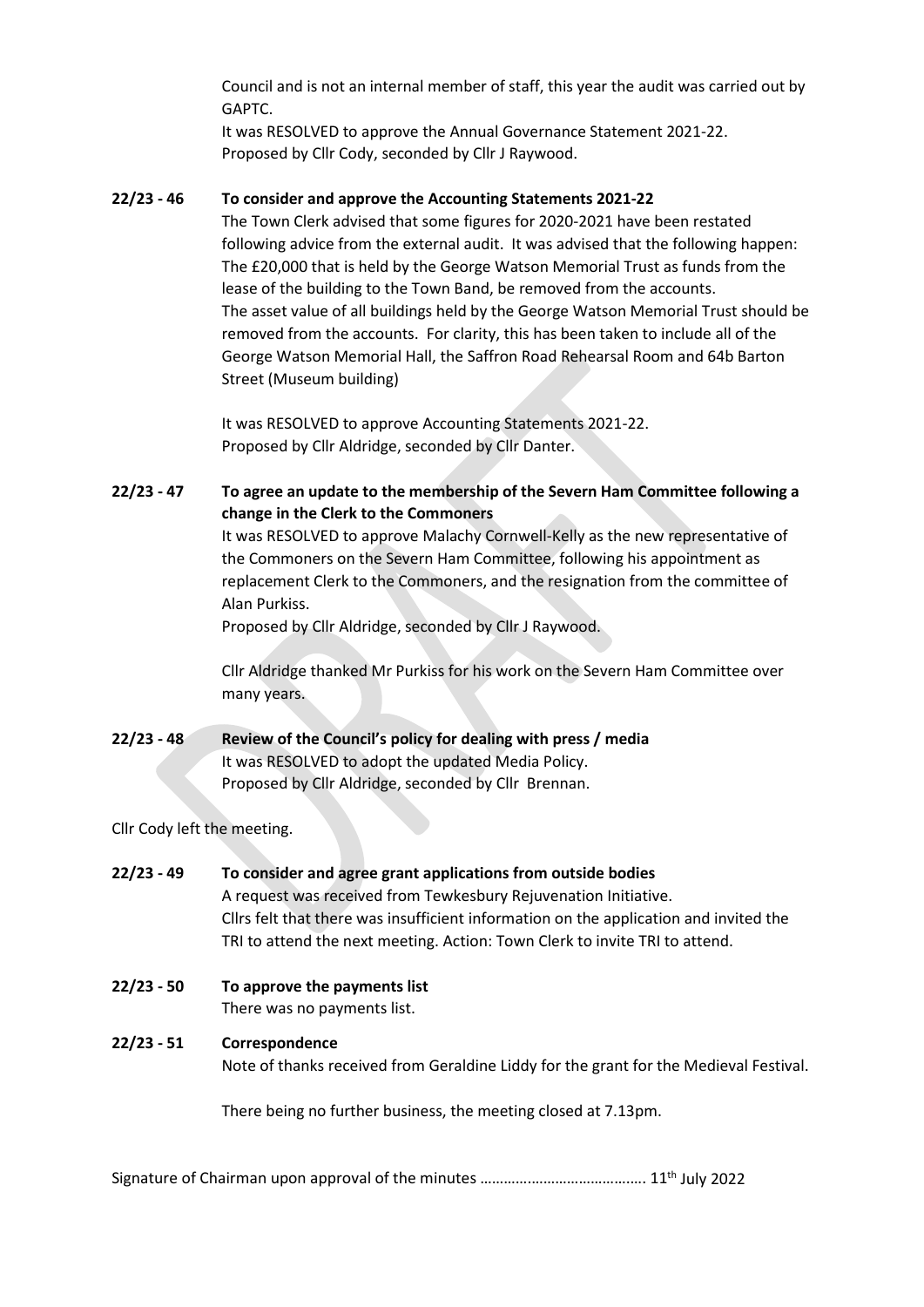Council and is not an internal member of staff, this year the audit was carried out by GAPTC.

It was RESOLVED to approve the Annual Governance Statement 2021-22.
Proposed by Cllr Cody, seconded by Cllr J Raywood.

**22/23 - 46 To consider and approve the Accounting Statements 2021-22**

The Town Clerk advised that some figures for 2020-2021 have been restated following advice from the external audit. It was advised that the following happen:
The £20,000 that is held by the George Watson Memorial Trust as funds from the lease of the building to the Town Band, be removed from the accounts.
The asset value of all buildings held by the George Watson Memorial Trust should be removed from the accounts. For clarity, this has been taken to include all of the George Watson Memorial Hall, the Saffron Road Rehearsal Room and 64b Barton Street (Museum building)

It was RESOLVED to approve Accounting Statements 2021-22.
Proposed by Cllr Aldridge, seconded by Cllr Danter.

**22/23 - 47 To agree an update to the membership of the Severn Ham Committee following a change in the Clerk to the Commoners**

It was RESOLVED to approve Malachy Cornwell-Kelly as the new representative of the Commoners on the Severn Ham Committee, following his appointment as replacement Clerk to the Commoners, and the resignation from the committee of Alan Purkiss.
Proposed by Cllr Aldridge, seconded by Cllr J Raywood.

Cllr Aldridge thanked Mr Purkiss for his work on the Severn Ham Committee over many years.

**22/23 - 48 Review of the Council's policy for dealing with press / media**

It was RESOLVED to adopt the updated Media Policy.
Proposed by Cllr Aldridge, seconded by Cllr Brennan.

Cllr Cody left the meeting.

**22/23 - 49 To consider and agree grant applications from outside bodies**

A request was received from Tewkesbury Rejuvenation Initiative.
Cllrs felt that there was insufficient information on the application and invited the TRI to attend the next meeting. Action: Town Clerk to invite TRI to attend.

**22/23 - 50 To approve the payments list**

There was no payments list.

**22/23 - 51 Correspondence**

Note of thanks received from Geraldine Liddy for the grant for the Medieval Festival.

There being no further business, the meeting closed at 7.13pm.

Signature of Chairman upon approval of the minutes ………………………………….. 11th July 2022